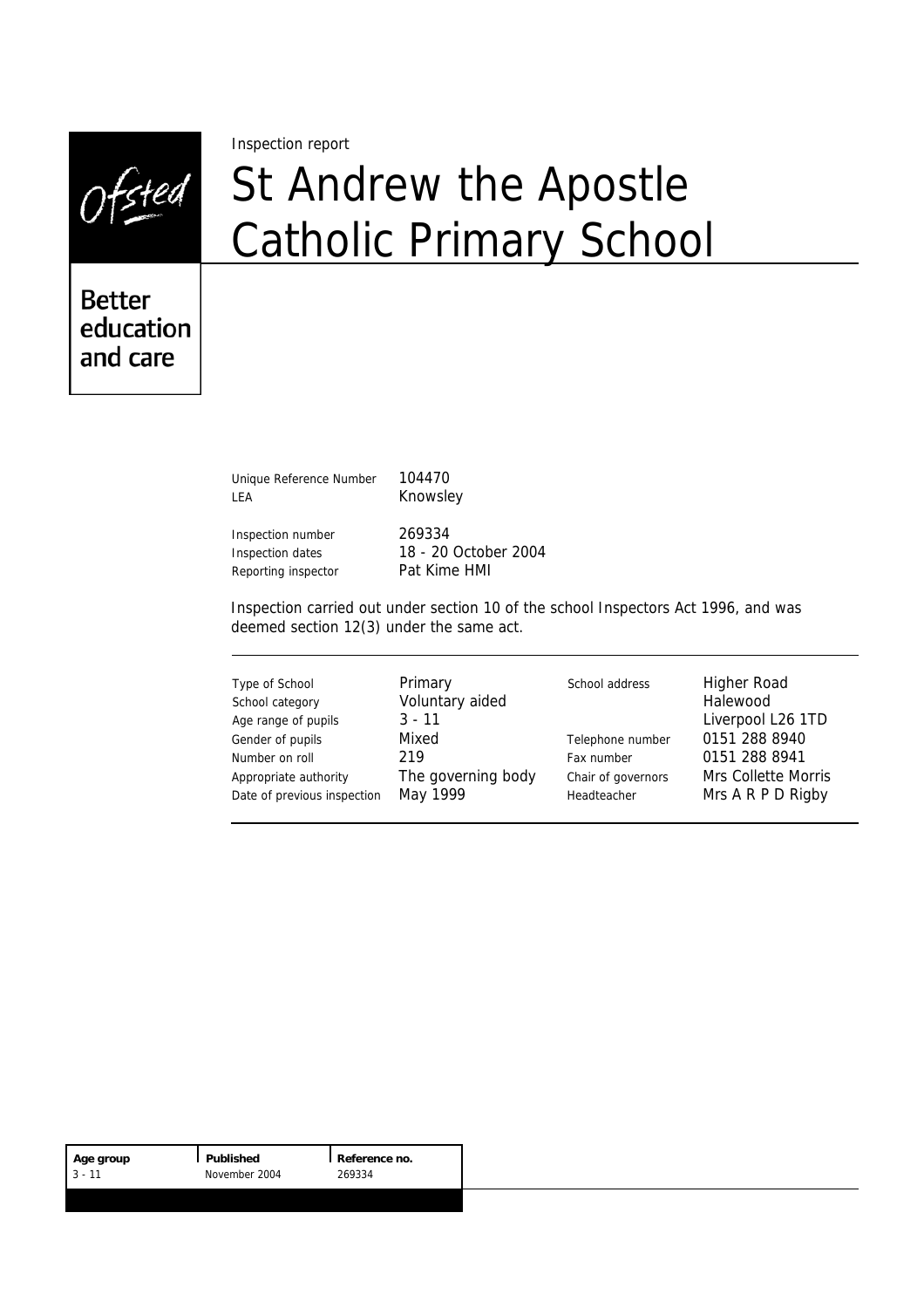Ofsted

Better education and care

Inspection report

# St Andrew the Apostle Catholic Primary School

| | |
|---|---|
| Unique Reference Number | 104470 |
| LEA | Knowsley |
| Inspection number | 269334 |
| Inspection dates | 18 - 20 October 2004 |
| Reporting inspector | Pat Kime HMI |

Inspection carried out under section 10 of the school Inspectors Act 1996, and was deemed section 12(3) under the same act.

| | | | |
|---|---|---|---|
| Type of School | Primary | School address | Higher Road |
| School category | Voluntary aided | | Halewood |
| Age range of pupils | 3 - 11 | | Liverpool L26 1TD |
| Gender of pupils | Mixed | Telephone number | 0151 288 8940 |
| Number on roll | 219 | Fax number | 0151 288 8941 |
| Appropriate authority | The governing body | Chair of governors | Mrs Collette Morris |
| Date of previous inspection | May 1999 | Headteacher | Mrs A R P D Rigby |

| Age group | Published | Reference no. |
|---|---|---|
| 3 - 11 | November 2004 | 269334 |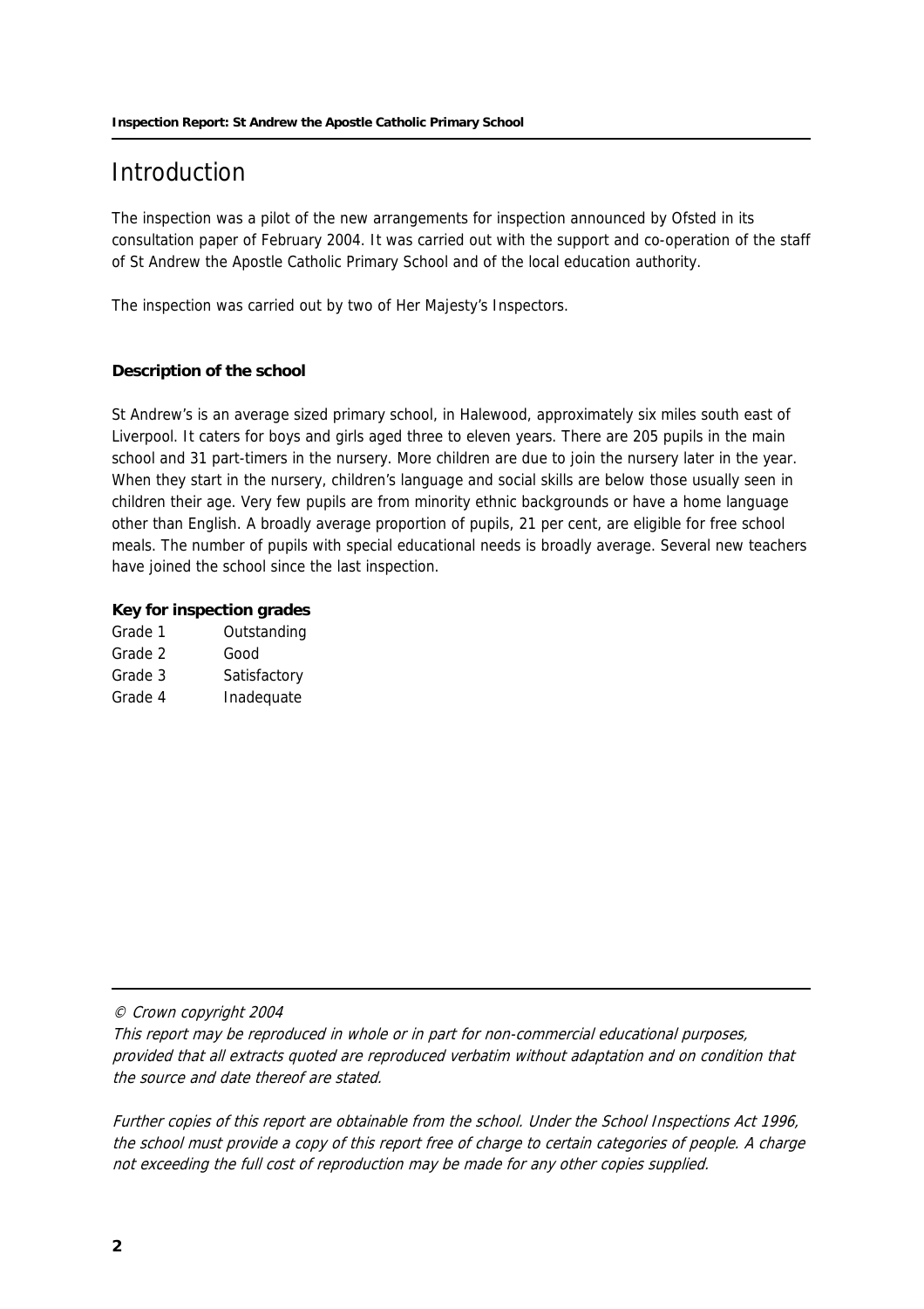# Introduction

The inspection was a pilot of the new arrangements for inspection announced by Ofsted in its consultation paper of February 2004. It was carried out with the support and co-operation of the staff of St Andrew the Apostle Catholic Primary School and of the local education authority.

The inspection was carried out by two of Her Majesty's Inspectors.

### Description of the school

St Andrew's is an average sized primary school, in Halewood, approximately six miles south east of Liverpool. It caters for boys and girls aged three to eleven years. There are 205 pupils in the main school and 31 part-timers in the nursery. More children are due to join the nursery later in the year. When they start in the nursery, children's language and social skills are below those usually seen in children their age. Very few pupils are from minority ethnic backgrounds or have a home language other than English. A broadly average proportion of pupils, 21 per cent, are eligible for free school meals. The number of pupils with special educational needs is broadly average. Several new teachers have joined the school since the last inspection.

### Key for inspection grades

| | |
|---|---|
| Grade 1 | Outstanding |
| Grade 2 | Good |
| Grade 3 | Satisfactory |
| Grade 4 | Inadequate |

*© Crown copyright 2004*

*This report may be reproduced in whole or in part for non-commercial educational purposes, provided that all extracts quoted are reproduced verbatim without adaptation and on condition that the source and date thereof are stated.*

*Further copies of this report are obtainable from the school. Under the School Inspections Act 1996, the school must provide a copy of this report free of charge to certain categories of people. A charge not exceeding the full cost of reproduction may be made for any other copies supplied.*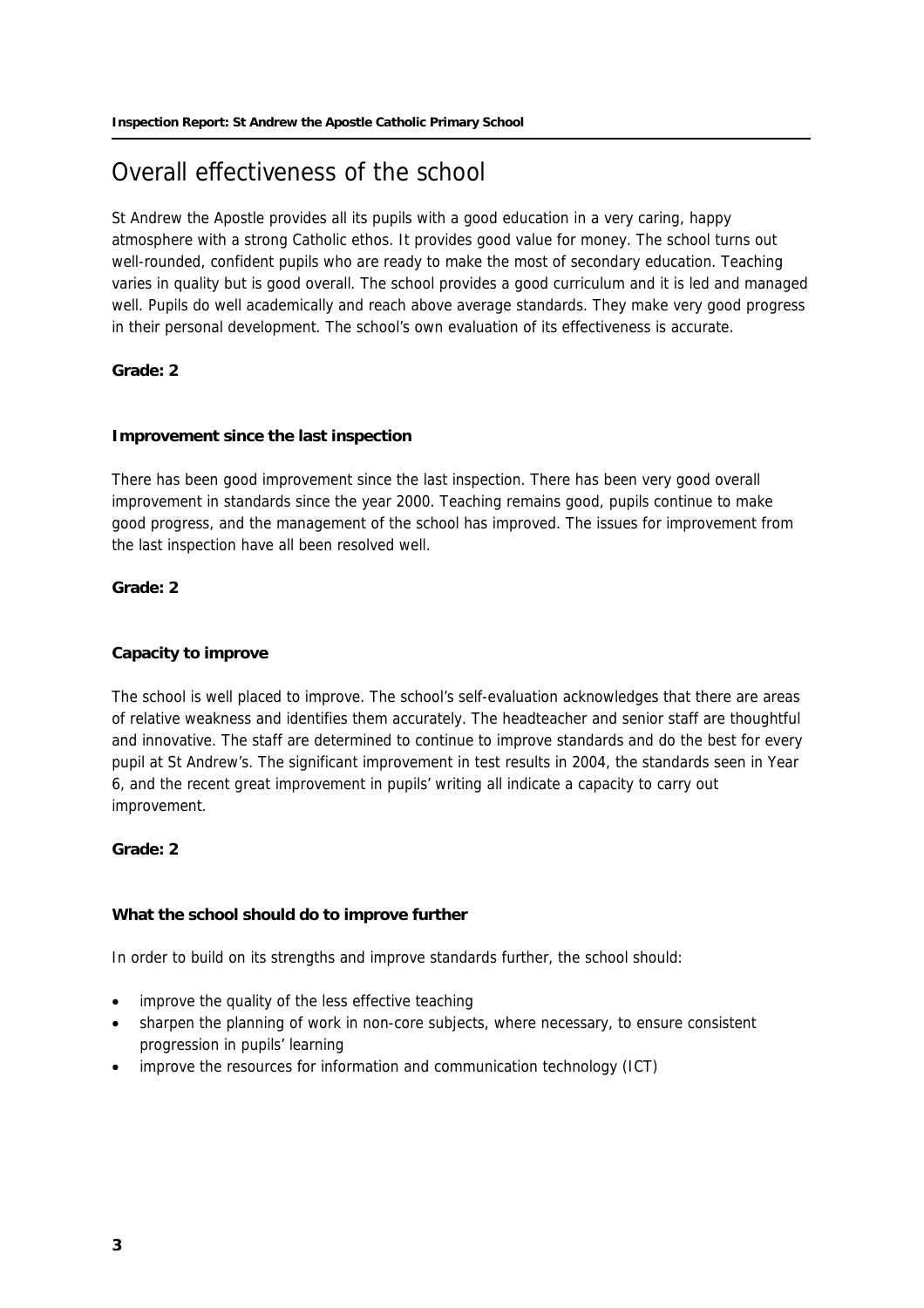# Overall effectiveness of the school

St Andrew the Apostle provides all its pupils with a good education in a very caring, happy atmosphere with a strong Catholic ethos. It provides good value for money. The school turns out well-rounded, confident pupils who are ready to make the most of secondary education. Teaching varies in quality but is good overall. The school provides a good curriculum and it is led and managed well. Pupils do well academically and reach above average standards. They make very good progress in their personal development. The school's own evaluation of its effectiveness is accurate.

**Grade: 2**

### Improvement since the last inspection

There has been good improvement since the last inspection. There has been very good overall improvement in standards since the year 2000. Teaching remains good, pupils continue to make good progress, and the management of the school has improved. The issues for improvement from the last inspection have all been resolved well.

**Grade: 2**

### Capacity to improve

The school is well placed to improve. The school's self-evaluation acknowledges that there are areas of relative weakness and identifies them accurately. The headteacher and senior staff are thoughtful and innovative. The staff are determined to continue to improve standards and do the best for every pupil at St Andrew's. The significant improvement in test results in 2004, the standards seen in Year 6, and the recent great improvement in pupils' writing all indicate a capacity to carry out improvement.

**Grade: 2**

### What the school should do to improve further

In order to build on its strengths and improve standards further, the school should:

- improve the quality of the less effective teaching
- sharpen the planning of work in non-core subjects, where necessary, to ensure consistent progression in pupils' learning
- improve the resources for information and communication technology (ICT)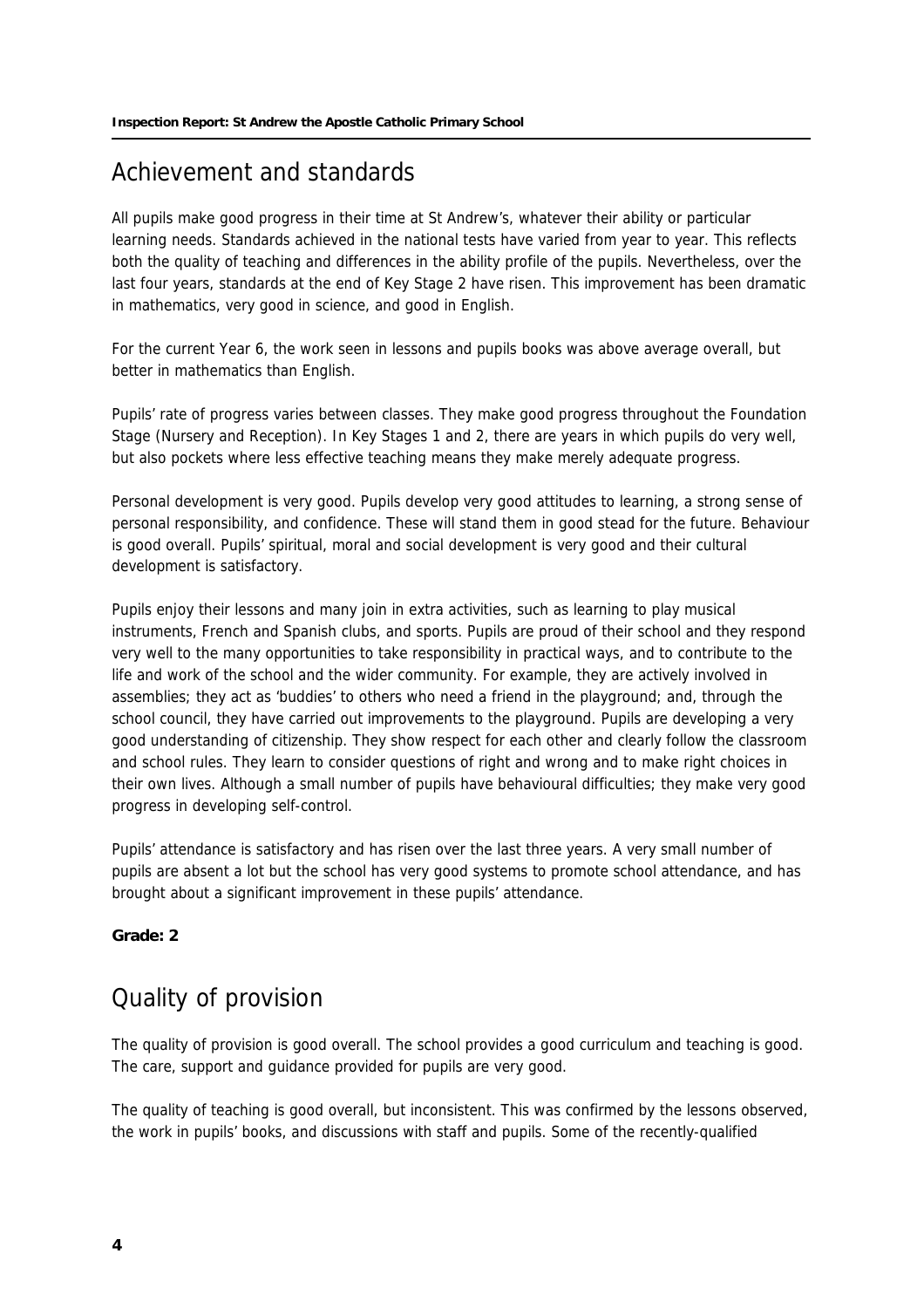## Achievement and standards

All pupils make good progress in their time at St Andrew's, whatever their ability or particular learning needs. Standards achieved in the national tests have varied from year to year. This reflects both the quality of teaching and differences in the ability profile of the pupils. Nevertheless, over the last four years, standards at the end of Key Stage 2 have risen. This improvement has been dramatic in mathematics, very good in science, and good in English.

For the current Year 6, the work seen in lessons and pupils books was above average overall, but better in mathematics than English.

Pupils' rate of progress varies between classes. They make good progress throughout the Foundation Stage (Nursery and Reception). In Key Stages 1 and 2, there are years in which pupils do very well, but also pockets where less effective teaching means they make merely adequate progress.

Personal development is very good. Pupils develop very good attitudes to learning, a strong sense of personal responsibility, and confidence. These will stand them in good stead for the future. Behaviour is good overall. Pupils' spiritual, moral and social development is very good and their cultural development is satisfactory.

Pupils enjoy their lessons and many join in extra activities, such as learning to play musical instruments, French and Spanish clubs, and sports. Pupils are proud of their school and they respond very well to the many opportunities to take responsibility in practical ways, and to contribute to the life and work of the school and the wider community. For example, they are actively involved in assemblies; they act as 'buddies' to others who need a friend in the playground; and, through the school council, they have carried out improvements to the playground. Pupils are developing a very good understanding of citizenship. They show respect for each other and clearly follow the classroom and school rules. They learn to consider questions of right and wrong and to make right choices in their own lives. Although a small number of pupils have behavioural difficulties; they make very good progress in developing self-control.

Pupils' attendance is satisfactory and has risen over the last three years. A very small number of pupils are absent a lot but the school has very good systems to promote school attendance, and has brought about a significant improvement in these pupils' attendance.

**Grade: 2**

## Quality of provision

The quality of provision is good overall. The school provides a good curriculum and teaching is good. The care, support and guidance provided for pupils are very good.

The quality of teaching is good overall, but inconsistent. This was confirmed by the lessons observed, the work in pupils' books, and discussions with staff and pupils. Some of the recently-qualified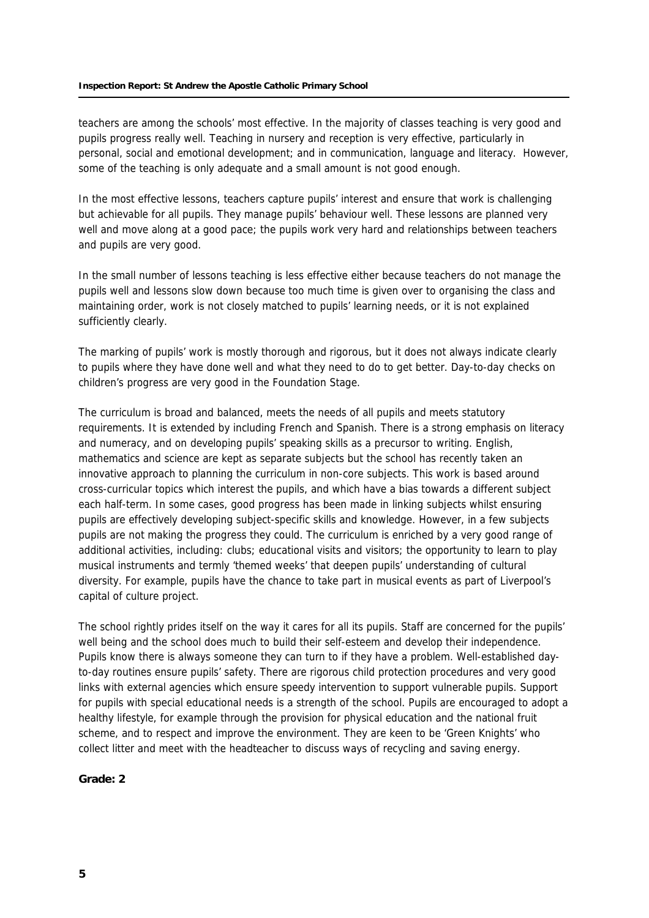teachers are among the schools' most effective. In the majority of classes teaching is very good and pupils progress really well. Teaching in nursery and reception is very effective, particularly in personal, social and emotional development; and in communication, language and literacy. However, some of the teaching is only adequate and a small amount is not good enough.

In the most effective lessons, teachers capture pupils' interest and ensure that work is challenging but achievable for all pupils. They manage pupils' behaviour well. These lessons are planned very well and move along at a good pace; the pupils work very hard and relationships between teachers and pupils are very good.

In the small number of lessons teaching is less effective either because teachers do not manage the pupils well and lessons slow down because too much time is given over to organising the class and maintaining order, work is not closely matched to pupils' learning needs, or it is not explained sufficiently clearly.

The marking of pupils' work is mostly thorough and rigorous, but it does not always indicate clearly to pupils where they have done well and what they need to do to get better. Day-to-day checks on children's progress are very good in the Foundation Stage.

The curriculum is broad and balanced, meets the needs of all pupils and meets statutory requirements. It is extended by including French and Spanish. There is a strong emphasis on literacy and numeracy, and on developing pupils' speaking skills as a precursor to writing. English, mathematics and science are kept as separate subjects but the school has recently taken an innovative approach to planning the curriculum in non-core subjects. This work is based around cross-curricular topics which interest the pupils, and which have a bias towards a different subject each half-term. In some cases, good progress has been made in linking subjects whilst ensuring pupils are effectively developing subject-specific skills and knowledge. However, in a few subjects pupils are not making the progress they could. The curriculum is enriched by a very good range of additional activities, including: clubs; educational visits and visitors; the opportunity to learn to play musical instruments and termly 'themed weeks' that deepen pupils' understanding of cultural diversity. For example, pupils have the chance to take part in musical events as part of Liverpool's capital of culture project.

The school rightly prides itself on the way it cares for all its pupils. Staff are concerned for the pupils' well being and the school does much to build their self-esteem and develop their independence. Pupils know there is always someone they can turn to if they have a problem. Well-established day-to-day routines ensure pupils' safety. There are rigorous child protection procedures and very good links with external agencies which ensure speedy intervention to support vulnerable pupils. Support for pupils with special educational needs is a strength of the school. Pupils are encouraged to adopt a healthy lifestyle, for example through the provision for physical education and the national fruit scheme, and to respect and improve the environment. They are keen to be 'Green Knights' who collect litter and meet with the headteacher to discuss ways of recycling and saving energy.

**Grade: 2**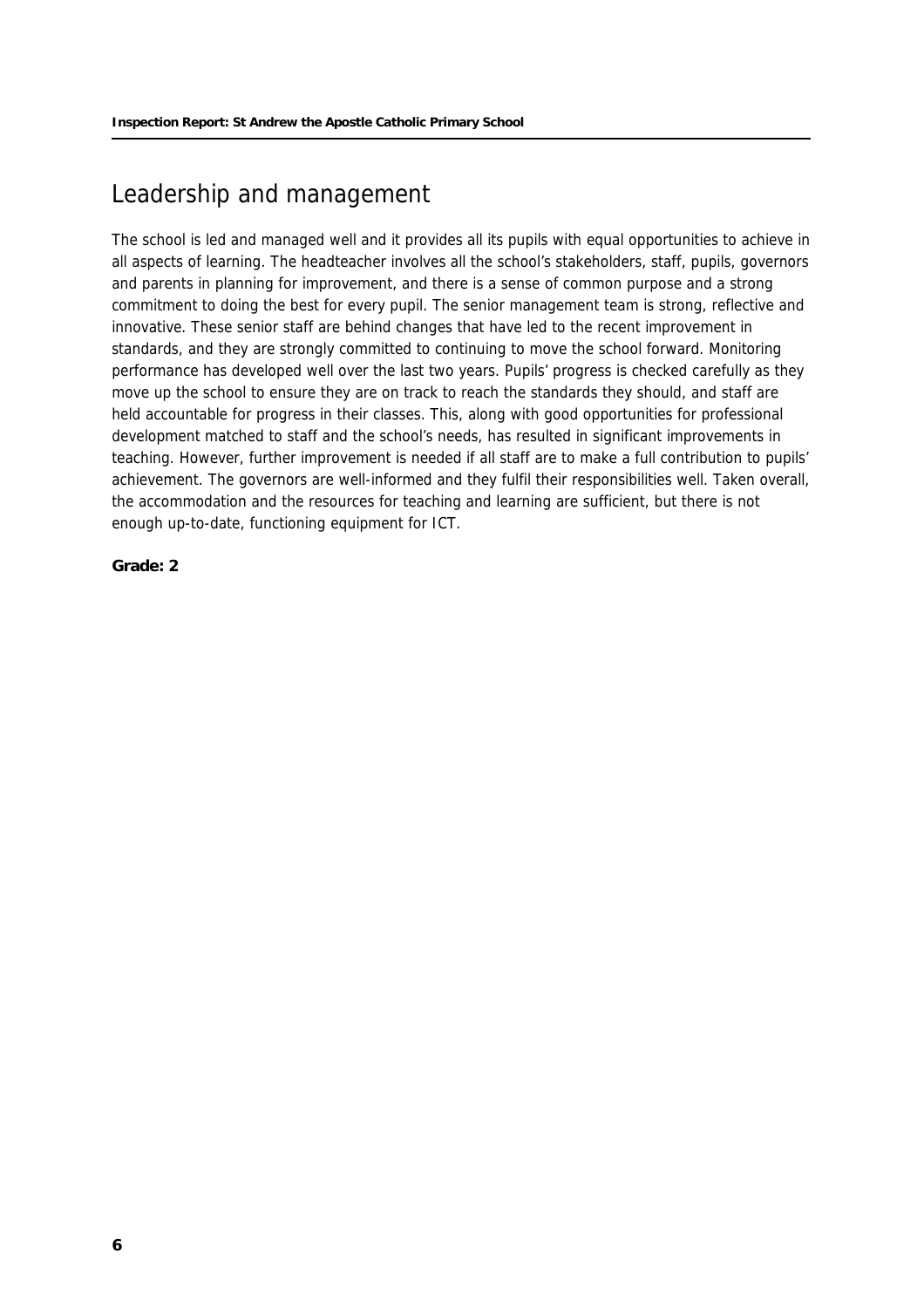## Leadership and management

The school is led and managed well and it provides all its pupils with equal opportunities to achieve in all aspects of learning. The headteacher involves all the school's stakeholders, staff, pupils, governors and parents in planning for improvement, and there is a sense of common purpose and a strong commitment to doing the best for every pupil. The senior management team is strong, reflective and innovative. These senior staff are behind changes that have led to the recent improvement in standards, and they are strongly committed to continuing to move the school forward. Monitoring performance has developed well over the last two years. Pupils' progress is checked carefully as they move up the school to ensure they are on track to reach the standards they should, and staff are held accountable for progress in their classes. This, along with good opportunities for professional development matched to staff and the school's needs, has resulted in significant improvements in teaching. However, further improvement is needed if all staff are to make a full contribution to pupils' achievement. The governors are well-informed and they fulfil their responsibilities well. Taken overall, the accommodation and the resources for teaching and learning are sufficient, but there is not enough up-to-date, functioning equipment for ICT.

**Grade: 2**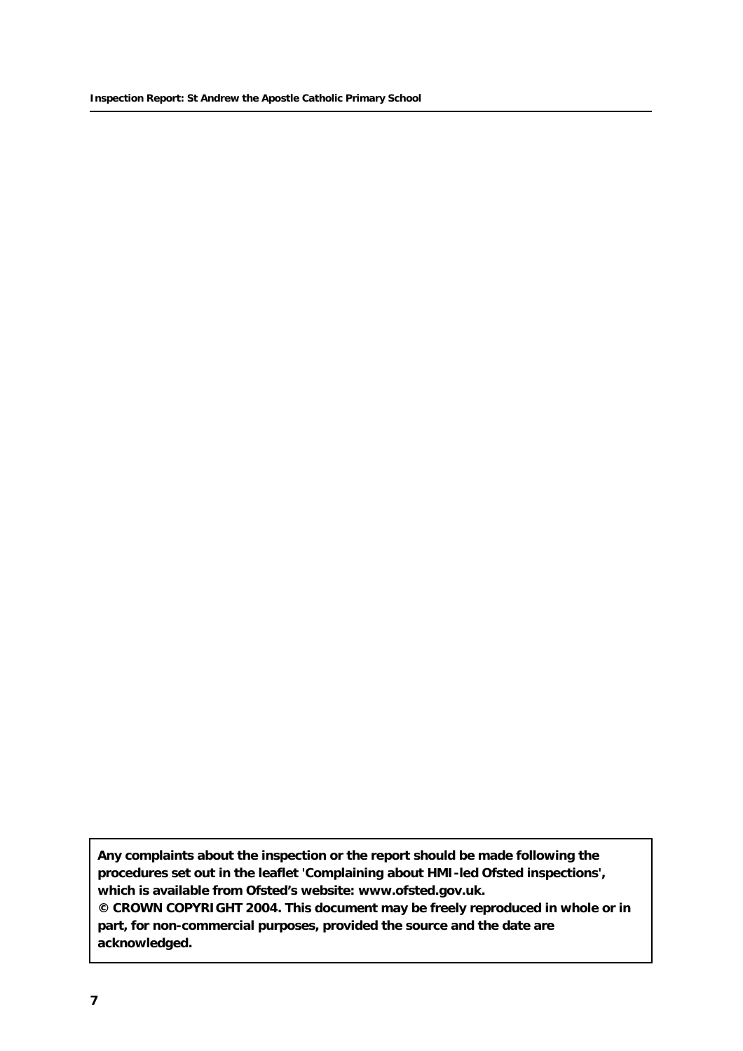**Any complaints about the inspection or the report should be made following the procedures set out in the leaflet 'Complaining about HMI-led Ofsted inspections', which is available from Ofsted's website: www.ofsted.gov.uk.**
**© CROWN COPYRIGHT 2004. This document may be freely reproduced in whole or in part, for non-commercial purposes, provided the source and the date are acknowledged.**